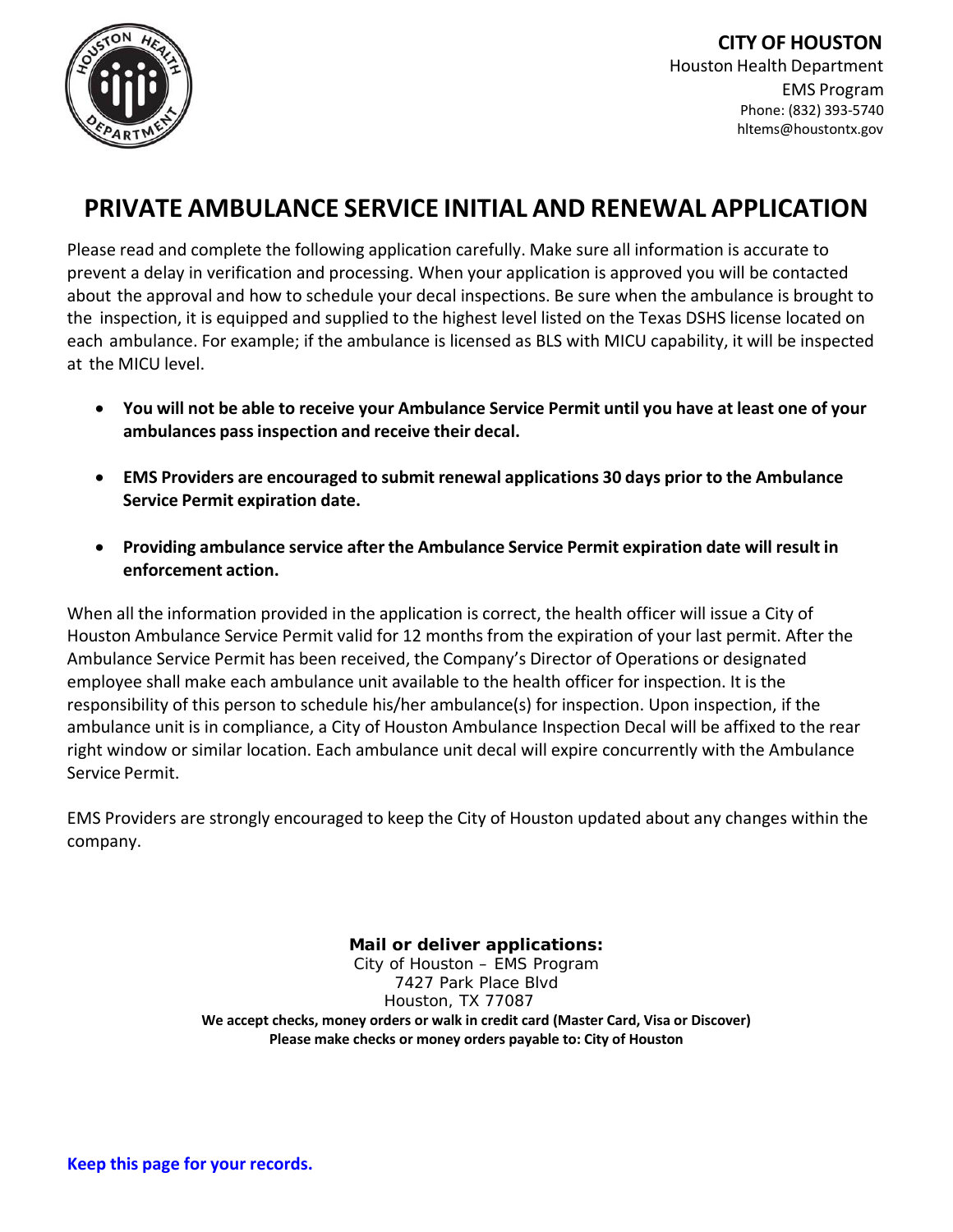**CITY OF HOUSTON**
Houston Health Department
EMS Program
Phone: (832) 393-5740
hltems@houstontx.gov

# PRIVATE AMBULANCE SERVICE INITIAL AND RENEWAL APPLICATION

Please read and complete the following application carefully. Make sure all information is accurate to prevent a delay in verification and processing. When your application is approved you will be contacted about the approval and how to schedule your decal inspections. Be sure when the ambulance is brought to the inspection, it is equipped and supplied to the highest level listed on the Texas DSHS license located on each ambulance. For example; if the ambulance is licensed as BLS with MICU capability, it will be inspected at the MICU level.

- **You will not be able to receive your Ambulance Service Permit until you have at least one of your ambulances pass inspection and receive their decal.**
- **EMS Providers are encouraged to submit renewal applications 30 days prior to the Ambulance Service Permit expiration date.**
- **Providing ambulance service after the Ambulance Service Permit expiration date will result in enforcement action.**

When all the information provided in the application is correct, the health officer will issue a City of Houston Ambulance Service Permit valid for 12 months from the expiration of your last permit. After the Ambulance Service Permit has been received, the Company's Director of Operations or designated employee shall make each ambulance unit available to the health officer for inspection. It is the responsibility of this person to schedule his/her ambulance(s) for inspection. Upon inspection, if the ambulance unit is in compliance, a City of Houston Ambulance Inspection Decal will be affixed to the rear right window or similar location. Each ambulance unit decal will expire concurrently with the Ambulance Service Permit.

EMS Providers are strongly encouraged to keep the City of Houston updated about any changes within the company.

**Mail or deliver applications:**
City of Houston – EMS Program
7427 Park Place Blvd
Houston, TX 77087
**We accept checks, money orders or walk in credit card (Master Card, Visa or Discover)**
**Please make checks or money orders payable to: City of Houston**

**Keep this page for your records.**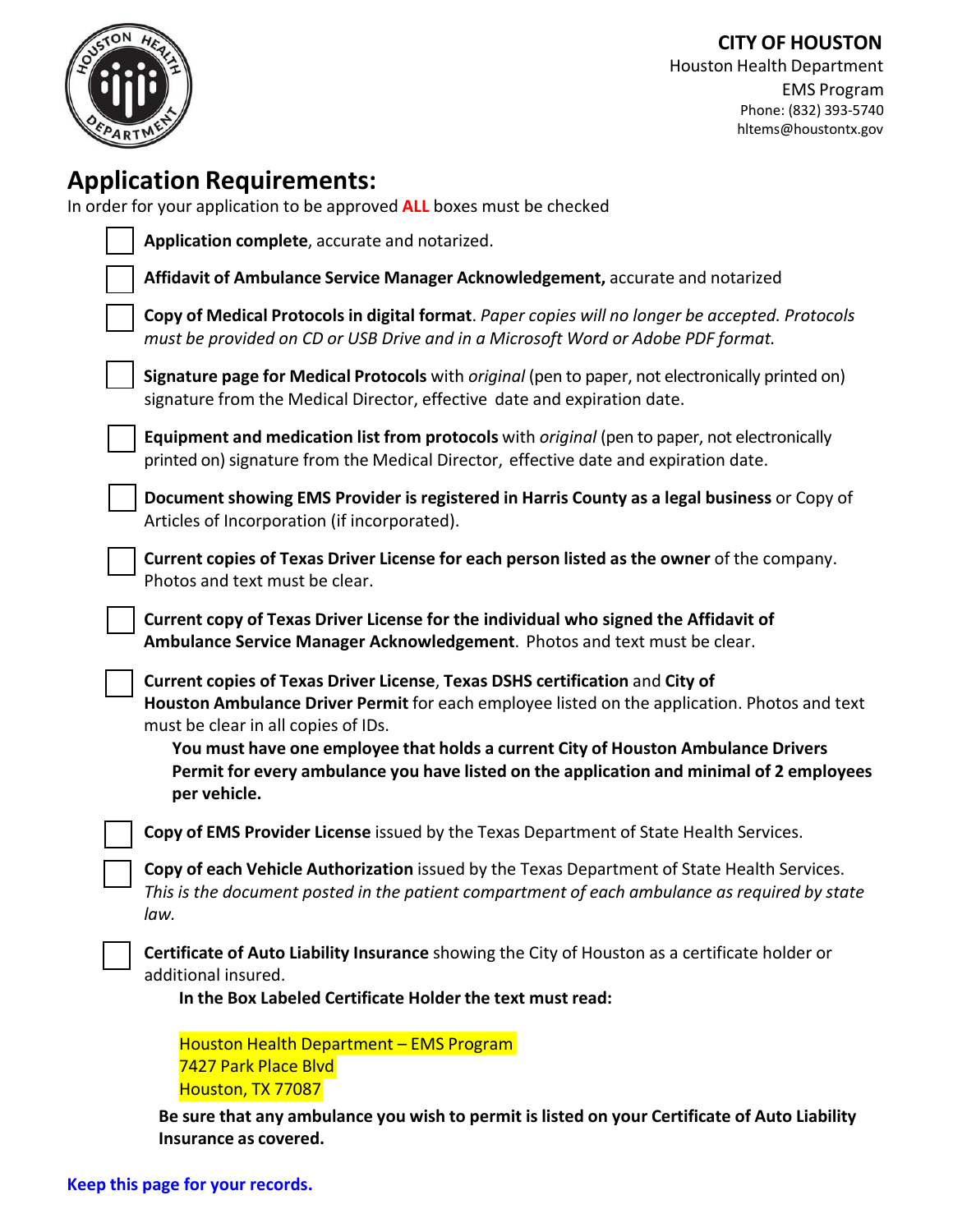**CITY OF HOUSTON**
Houston Health Department
EMS Program
Phone: (832) 393-5740
hltems@houstontx.gov

# Application Requirements:

In order for your application to be approved **ALL** boxes must be checked

- [ ] **Application complete**, accurate and notarized.
- [ ] **Affidavit of Ambulance Service Manager Acknowledgement,** accurate and notarized
- [ ] **Copy of Medical Protocols in digital format**. *Paper copies will no longer be accepted. Protocols must be provided on CD or USB Drive and in a Microsoft Word or Adobe PDF format.*
- [ ] **Signature page for Medical Protocols** with *original* (pen to paper, not electronically printed on) signature from the Medical Director, effective date and expiration date.
- [ ] **Equipment and medication list from protocols** with *original* (pen to paper, not electronically printed on) signature from the Medical Director, effective date and expiration date.
- [ ] **Document showing EMS Provider is registered in Harris County as a legal business** or Copy of Articles of Incorporation (if incorporated).
- [ ] **Current copies of Texas Driver License for each person listed as the owner** of the company. Photos and text must be clear.
- [ ] **Current copy of Texas Driver License for the individual who signed the Affidavit of Ambulance Service Manager Acknowledgement**. Photos and text must be clear.
- [ ] **Current copies of Texas Driver License**, **Texas DSHS certification** and **City of Houston Ambulance Driver Permit** for each employee listed on the application. Photos and text must be clear in all copies of IDs.

  **You must have one employee that holds a current City of Houston Ambulance Drivers Permit for every ambulance you have listed on the application and minimal of 2 employees per vehicle.**
- [ ] **Copy of EMS Provider License** issued by the Texas Department of State Health Services.
- [ ] **Copy of each Vehicle Authorization** issued by the Texas Department of State Health Services. *This is the document posted in the patient compartment of each ambulance as required by state law.*
- [ ] **Certificate of Auto Liability Insurance** showing the City of Houston as a certificate holder or additional insured.

  **In the Box Labeled Certificate Holder the text must read:**

  Houston Health Department – EMS Program
  7427 Park Place Blvd
  Houston, TX 77087

  **Be sure that any ambulance you wish to permit is listed on your Certificate of Auto Liability Insurance as covered.**

**Keep this page for your records.**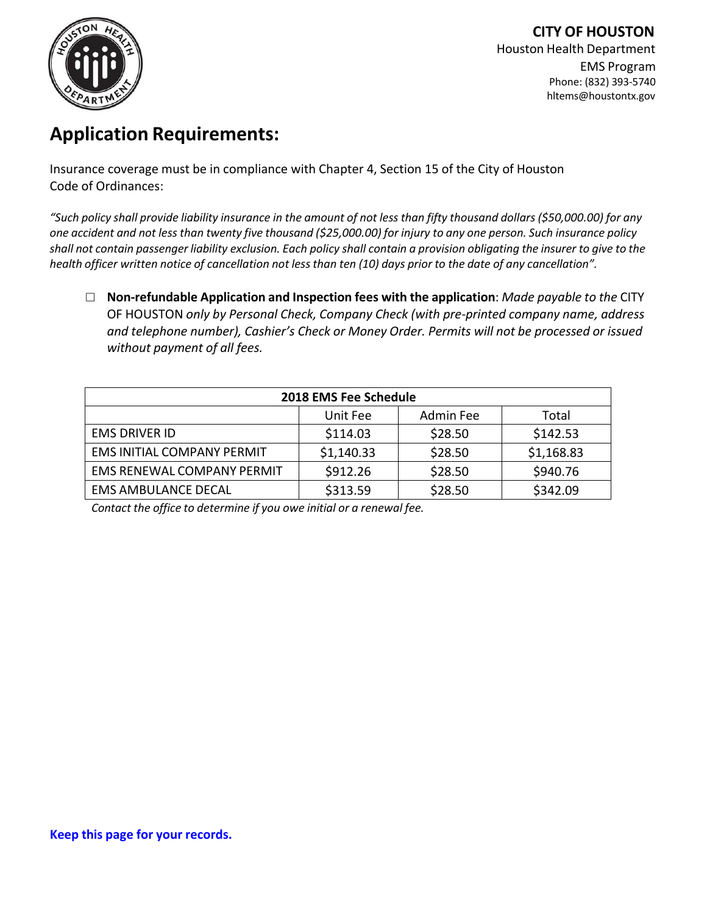**CITY OF HOUSTON**
Houston Health Department
EMS Program
Phone: (832) 393-5740
hltems@houstontx.gov

# Application Requirements:

Insurance coverage must be in compliance with Chapter 4, Section 15 of the City of Houston Code of Ordinances:

*"Such policy shall provide liability insurance in the amount of not less than fifty thousand dollars ($50,000.00) for any one accident and not less than twenty five thousand ($25,000.00) for injury to any one person. Such insurance policy shall not contain passenger liability exclusion. Each policy shall contain a provision obligating the insurer to give to the health officer written notice of cancellation not less than ten (10) days prior to the date of any cancellation".*

- ☐ **Non-refundable Application and Inspection fees with the application**: *Made payable to the* CITY OF HOUSTON *only by Personal Check, Company Check (with pre-printed company name, address and telephone number), Cashier's Check or Money Order. Permits will not be processed or issued without payment of all fees.*

| 2018 EMS Fee Schedule | | | |
|---|---|---|---|
| | Unit Fee | Admin Fee | Total |
| EMS DRIVER ID | $114.03 | $28.50 | $142.53 |
| EMS INITIAL COMPANY PERMIT | $1,140.33 | $28.50 | $1,168.83 |
| EMS RENEWAL COMPANY PERMIT | $912.26 | $28.50 | $940.76 |
| EMS AMBULANCE DECAL | $313.59 | $28.50 | $342.09 |

*Contact the office to determine if you owe initial or a renewal fee.*

**Keep this page for your records.**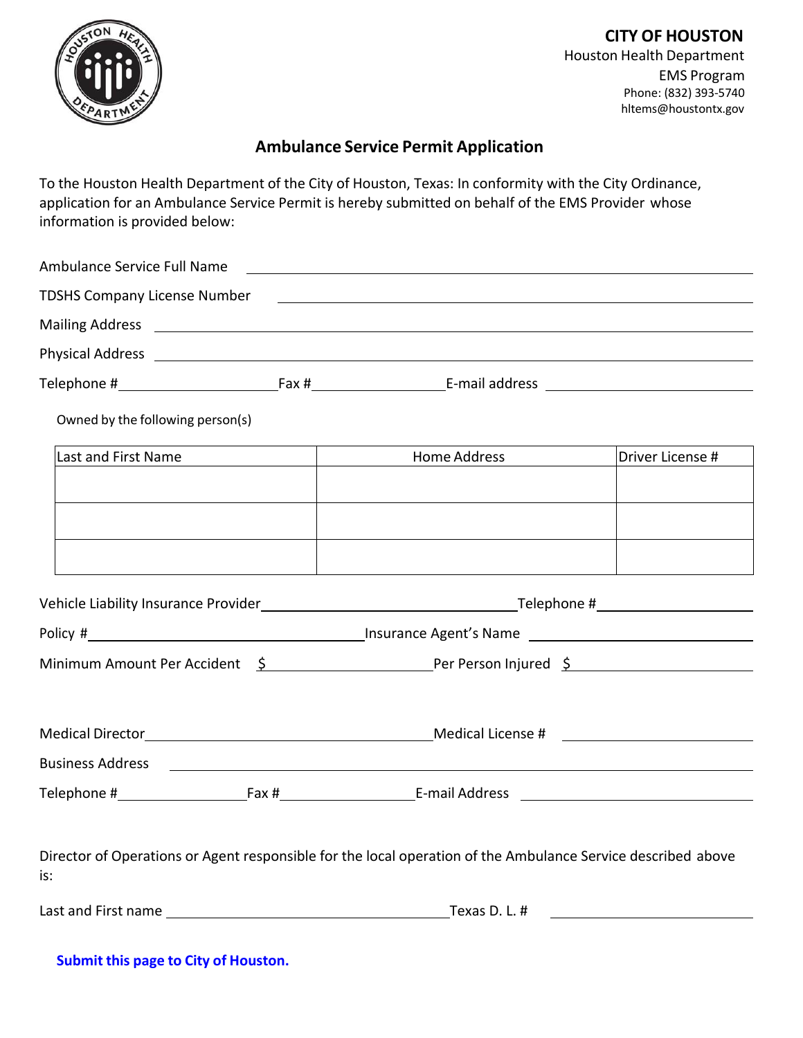**CITY OF HOUSTON**
Houston Health Department
EMS Program
Phone: (832) 393-5740
hltems@houstontx.gov

## Ambulance Service Permit Application

To the Houston Health Department of the City of Houston, Texas: In conformity with the City Ordinance, application for an Ambulance Service Permit is hereby submitted on behalf of the EMS Provider whose information is provided below:

Ambulance Service Full Name ______________________________________________

TDSHS Company License Number ______________________________________________

Mailing Address ______________________________________________

Physical Address ______________________________________________

Telephone # ____________________ Fax # ____________________ E-mail address ____________________

Owned by the following person(s)

| Last and First Name | Home Address | Driver License # |
|---|---|---|
| | | |
| | | |
| | | |

Vehicle Liability Insurance Provider ______________________________ Telephone # ____________________

Policy # ______________________________ Insurance Agent's Name ____________________

Minimum Amount Per Accident $ ____________________ Per Person Injured $ ____________________

Medical Director ______________________________ Medical License # ____________________

Business Address ______________________________________________

Telephone # ____________________ Fax # ____________________ E-mail Address ____________________

Director of Operations or Agent responsible for the local operation of the Ambulance Service described above is:

Last and First name ______________________________ Texas D. L. # ____________________

**Submit this page to City of Houston.**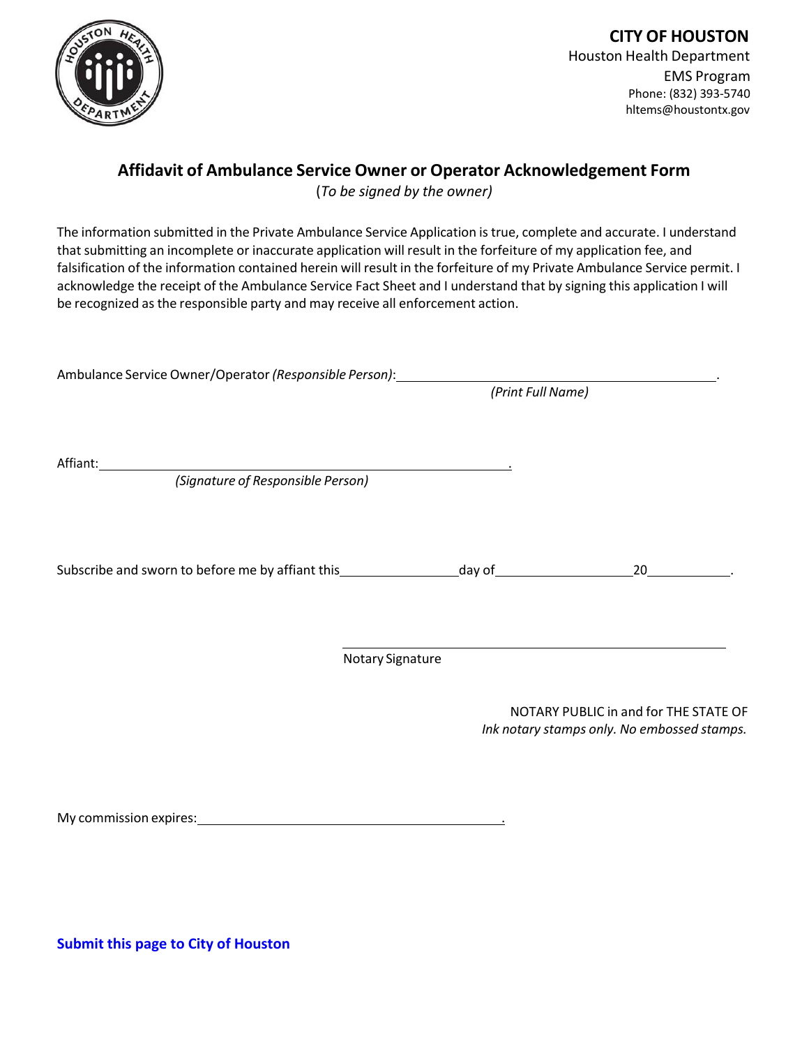**CITY OF HOUSTON**
Houston Health Department
EMS Program
Phone: (832) 393-5740
hltems@houstontx.gov

## Affidavit of Ambulance Service Owner or Operator Acknowledgement Form

(*To be signed by the owner)*

The information submitted in the Private Ambulance Service Application is true, complete and accurate. I understand that submitting an incomplete or inaccurate application will result in the forfeiture of my application fee, and falsification of the information contained herein will result in the forfeiture of my Private Ambulance Service permit. I acknowledge the receipt of the Ambulance Service Fact Sheet and I understand that by signing this application I will be recognized as the responsible party and may receive all enforcement action.

Ambulance Service Owner/Operator *(Responsible Person)*: ______________________________________________.
*(Print Full Name)*

Affiant: ____________________________________________________________.
*(Signature of Responsible Person)*

Subscribe and sworn to before me by affiant this ________________ day of ____________________ 20____________.

______________________________________________________
Notary Signature

NOTARY PUBLIC in and for THE STATE OF
*Ink notary stamps only. No embossed stamps.*

My commission expires: ____________________________________________.

**Submit this page to City of Houston**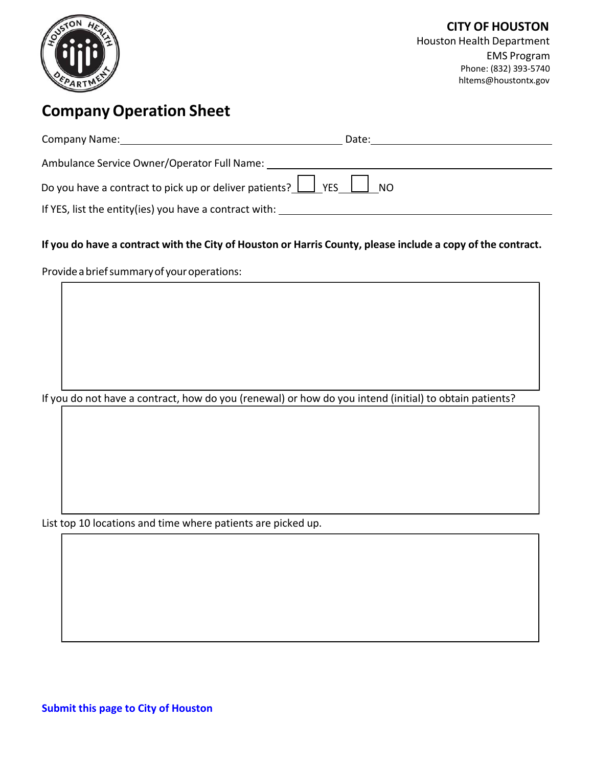**CITY OF HOUSTON**
Houston Health Department
EMS Program
Phone: (832) 393-5740
hltems@houstontx.gov

# Company Operation Sheet

Company Name: ______________________________ Date: ______________________

Ambulance Service Owner/Operator Full Name: ______________________________

Do you have a contract to pick up or deliver patients? ☐ YES ☐ NO

If YES, list the entity(ies) you have a contract with: ______________________________

**If you do have a contract with the City of Houston or Harris County, please include a copy of the contract.**

Provide a brief summary of your operations:

If you do not have a contract, how do you (renewal) or how do you intend (initial) to obtain patients?

List top 10 locations and time where patients are picked up.

**Submit this page to City of Houston**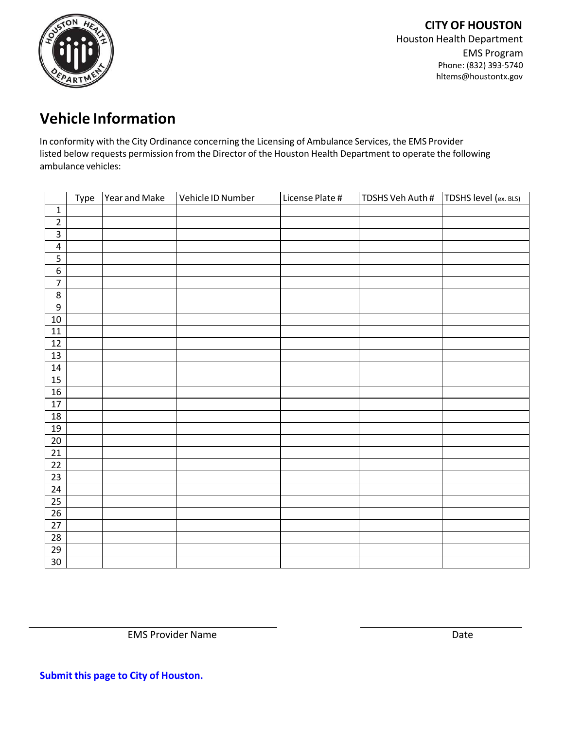**CITY OF HOUSTON**
Houston Health Department
EMS Program
Phone: (832) 393-5740
hltems@houstontx.gov

# Vehicle Information

In conformity with the City Ordinance concerning the Licensing of Ambulance Services, the EMS Provider listed below requests permission from the Director of the Houston Health Department to operate the following ambulance vehicles:

| | Type | Year and Make | Vehicle ID Number | License Plate # | TDSHS Veh Auth # | TDSHS level (ex. BLS) |
|---|---|---|---|---|---|---|
| 1 | | | | | | |
| 2 | | | | | | |
| 3 | | | | | | |
| 4 | | | | | | |
| 5 | | | | | | |
| 6 | | | | | | |
| 7 | | | | | | |
| 8 | | | | | | |
| 9 | | | | | | |
| 10 | | | | | | |
| 11 | | | | | | |
| 12 | | | | | | |
| 13 | | | | | | |
| 14 | | | | | | |
| 15 | | | | | | |
| 16 | | | | | | |
| 17 | | | | | | |
| 18 | | | | | | |
| 19 | | | | | | |
| 20 | | | | | | |
| 21 | | | | | | |
| 22 | | | | | | |
| 23 | | | | | | |
| 24 | | | | | | |
| 25 | | | | | | |
| 26 | | | | | | |
| 27 | | | | | | |
| 28 | | | | | | |
| 29 | | | | | | |
| 30 | | | | | | |

\_\_\_\_\_\_\_\_\_\_\_\_\_\_\_\_\_\_\_\_\_\_\_\_\_\_\_\_\_\_ EMS Provider Name

\_\_\_\_\_\_\_\_\_\_\_\_\_\_\_\_\_\_\_\_ Date

**Submit this page to City of Houston.**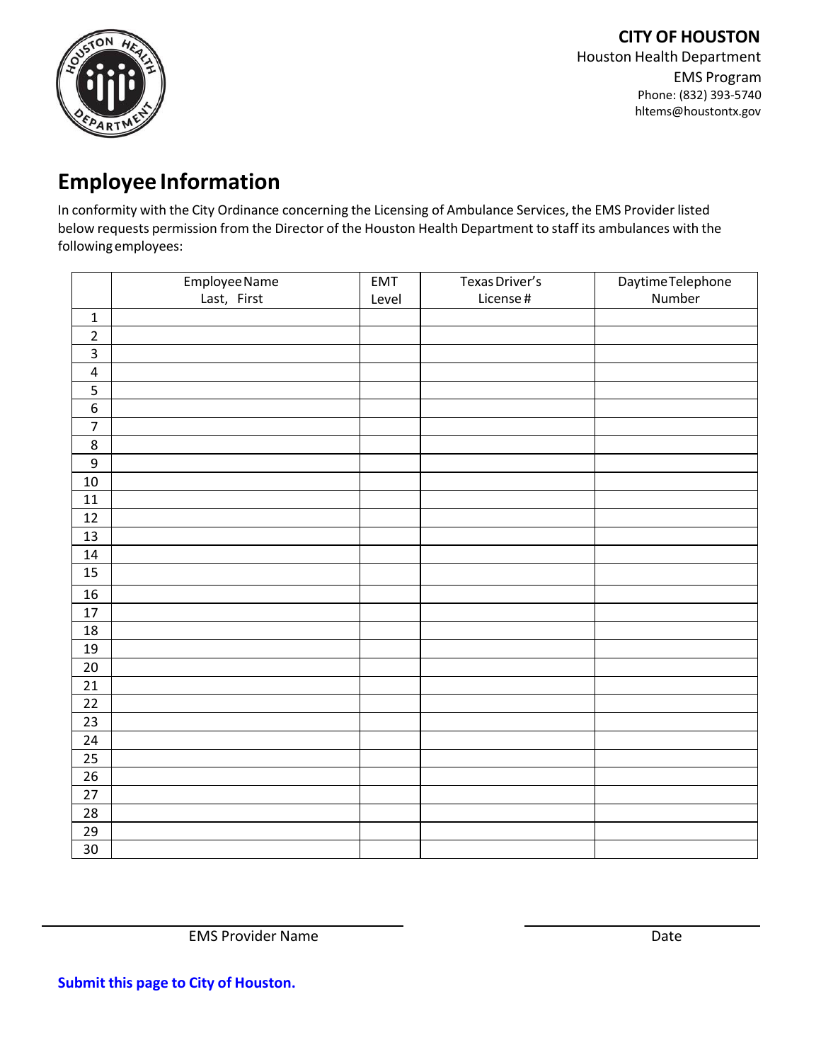**CITY OF HOUSTON**
Houston Health Department
EMS Program
Phone: (832) 393-5740
hltems@houstontx.gov

## Employee Information

In conformity with the City Ordinance concerning the Licensing of Ambulance Services, the EMS Provider listed below requests permission from the Director of the Houston Health Department to staff its ambulances with the following employees:

| | Employee Name Last, First | EMT Level | Texas Driver's License # | Daytime Telephone Number |
|---|---|---|---|---|
| 1 | | | | |
| 2 | | | | |
| 3 | | | | |
| 4 | | | | |
| 5 | | | | |
| 6 | | | | |
| 7 | | | | |
| 8 | | | | |
| 9 | | | | |
| 10 | | | | |
| 11 | | | | |
| 12 | | | | |
| 13 | | | | |
| 14 | | | | |
| 15 | | | | |
| 16 | | | | |
| 17 | | | | |
| 18 | | | | |
| 19 | | | | |
| 20 | | | | |
| 21 | | | | |
| 22 | | | | |
| 23 | | | | |
| 24 | | | | |
| 25 | | | | |
| 26 | | | | |
| 27 | | | | |
| 28 | | | | |
| 29 | | | | |
| 30 | | | | |

EMS Provider Name _______________________ Date _______________

**Submit this page to City of Houston.**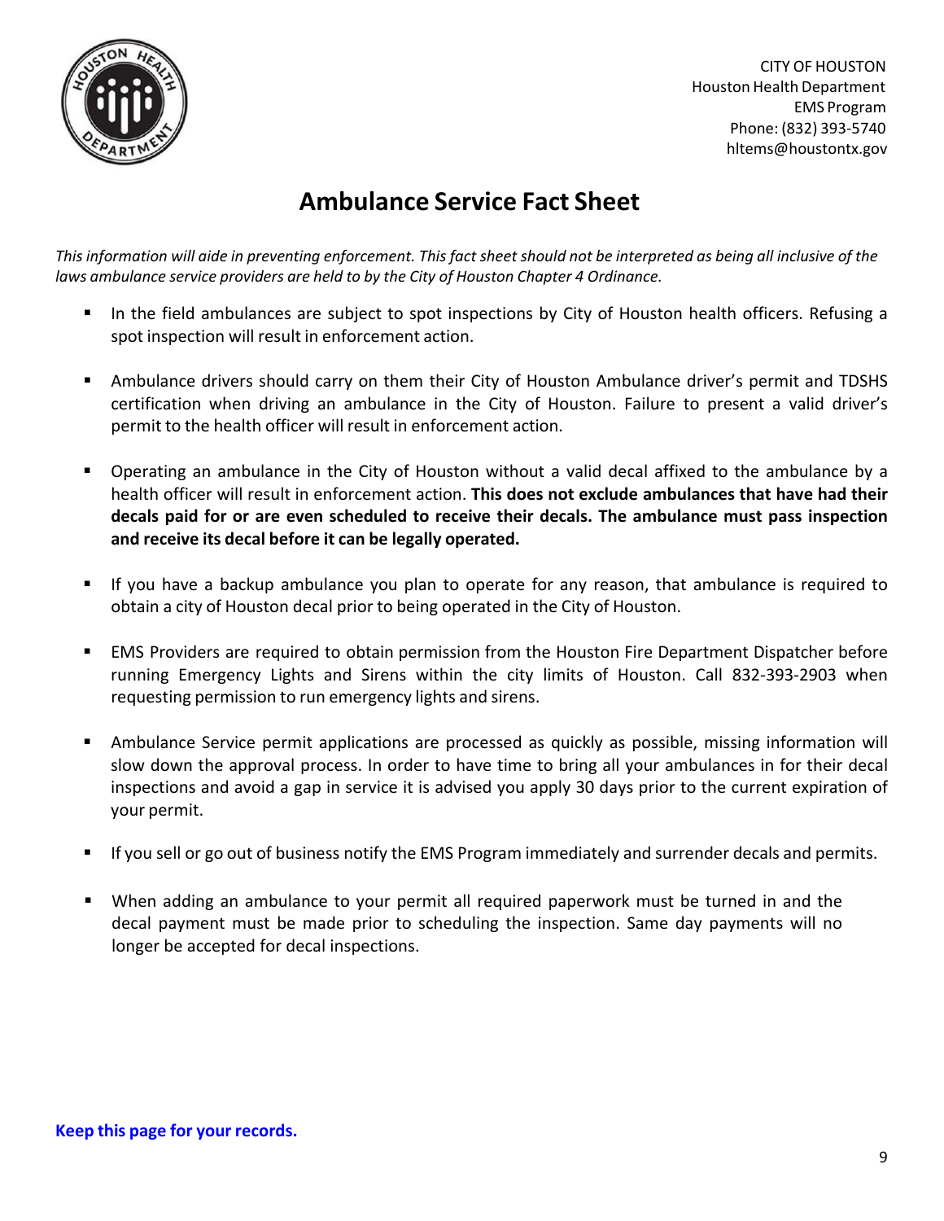CITY OF HOUSTON
Houston Health Department
EMS Program
Phone: (832) 393-5740
hltems@houstontx.gov

# Ambulance Service Fact Sheet

*This information will aide in preventing enforcement. This fact sheet should not be interpreted as being all inclusive of the laws ambulance service providers are held to by the City of Houston Chapter 4 Ordinance.*

- In the field ambulances are subject to spot inspections by City of Houston health officers. Refusing a spot inspection will result in enforcement action.

- Ambulance drivers should carry on them their City of Houston Ambulance driver's permit and TDSHS certification when driving an ambulance in the City of Houston. Failure to present a valid driver's permit to the health officer will result in enforcement action.

- Operating an ambulance in the City of Houston without a valid decal affixed to the ambulance by a health officer will result in enforcement action. **This does not exclude ambulances that have had their decals paid for or are even scheduled to receive their decals. The ambulance must pass inspection and receive its decal before it can be legally operated.**

- If you have a backup ambulance you plan to operate for any reason, that ambulance is required to obtain a city of Houston decal prior to being operated in the City of Houston.

- EMS Providers are required to obtain permission from the Houston Fire Department Dispatcher before running Emergency Lights and Sirens within the city limits of Houston. Call 832-393-2903 when requesting permission to run emergency lights and sirens.

- Ambulance Service permit applications are processed as quickly as possible, missing information will slow down the approval process. In order to have time to bring all your ambulances in for their decal inspections and avoid a gap in service it is advised you apply 30 days prior to the current expiration of your permit.

- If you sell or go out of business notify the EMS Program immediately and surrender decals and permits.

- When adding an ambulance to your permit all required paperwork must be turned in and the decal payment must be made prior to scheduling the inspection. Same day payments will no longer be accepted for decal inspections.

**Keep this page for your records.**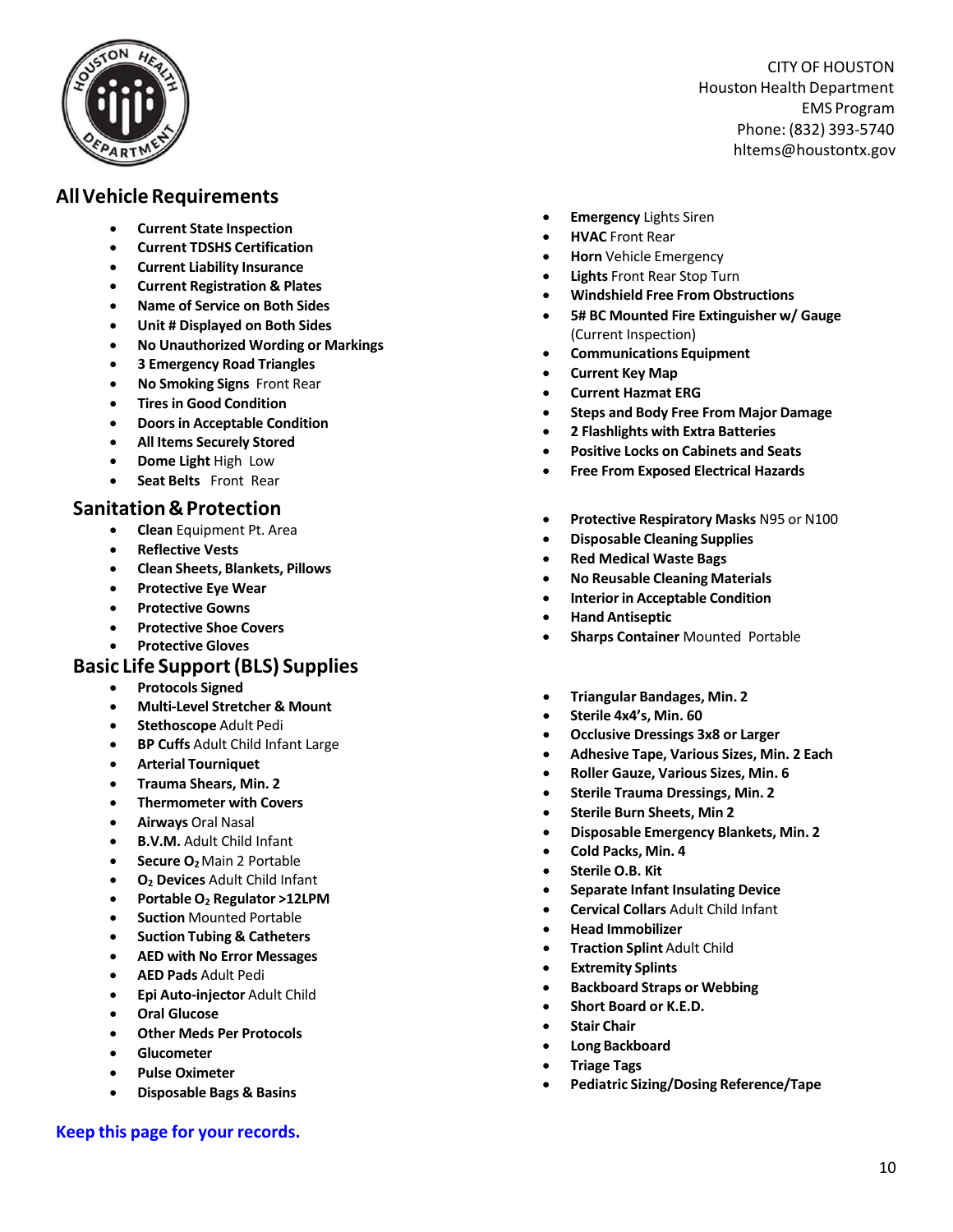CITY OF HOUSTON
Houston Health Department
EMS Program
Phone: (832) 393-5740
hltems@houstontx.gov

## All Vehicle Requirements

- **Current State Inspection**
- **Current TDSHS Certification**
- **Current Liability Insurance**
- **Current Registration & Plates**
- **Name of Service on Both Sides**
- **Unit # Displayed on Both Sides**
- **No Unauthorized Wording or Markings**
- **3 Emergency Road Triangles**
- **No Smoking Signs** Front Rear
- **Tires in Good Condition**
- **Doors in Acceptable Condition**
- **All Items Securely Stored**
- **Dome Light** High Low
- **Seat Belts** Front Rear
- **Emergency** Lights Siren
- **HVAC** Front Rear
- **Horn** Vehicle Emergency
- **Lights** Front Rear Stop Turn
- **Windshield Free From Obstructions**
- **5# BC Mounted Fire Extinguisher w/ Gauge** (Current Inspection)
- **Communications Equipment**
- **Current Key Map**
- **Current Hazmat ERG**
- **Steps and Body Free From Major Damage**
- **2 Flashlights with Extra Batteries**
- **Positive Locks on Cabinets and Seats**
- **Free From Exposed Electrical Hazards**

## Sanitation & Protection

- **Clean** Equipment Pt. Area
- **Reflective Vests**
- **Clean Sheets, Blankets, Pillows**
- **Protective Eye Wear**
- **Protective Gowns**
- **Protective Shoe Covers**
- **Protective Gloves**
- **Protective Respiratory Masks** N95 or N100
- **Disposable Cleaning Supplies**
- **Red Medical Waste Bags**
- **No Reusable Cleaning Materials**
- **Interior in Acceptable Condition**
- **Hand Antiseptic**
- **Sharps Container** Mounted Portable

## Basic Life Support (BLS) Supplies

- **Protocols Signed**
- **Multi-Level Stretcher & Mount**
- **Stethoscope** Adult Pedi
- **BP Cuffs** Adult Child Infant Large
- **Arterial Tourniquet**
- **Trauma Shears, Min. 2**
- **Thermometer with Covers**
- **Airways** Oral Nasal
- **B.V.M.** Adult Child Infant
- **Secure $O_2$** Main 2 Portable
- **$O_2$ Devices** Adult Child Infant
- **Portable $O_2$ Regulator >12LPM**
- **Suction** Mounted Portable
- **Suction Tubing & Catheters**
- **AED with No Error Messages**
- **AED Pads** Adult Pedi
- **Epi Auto-injector** Adult Child
- **Oral Glucose**
- **Other Meds Per Protocols**
- **Glucometer**
- **Pulse Oximeter**
- **Disposable Bags & Basins**
- **Triangular Bandages, Min. 2**
- **Sterile 4x4's, Min. 60**
- **Occlusive Dressings 3x8 or Larger**
- **Adhesive Tape, Various Sizes, Min. 2 Each**
- **Roller Gauze, Various Sizes, Min. 6**
- **Sterile Trauma Dressings, Min. 2**
- **Sterile Burn Sheets, Min 2**
- **Disposable Emergency Blankets, Min. 2**
- **Cold Packs, Min. 4**
- **Sterile O.B. Kit**
- **Separate Infant Insulating Device**
- **Cervical Collars** Adult Child Infant
- **Head Immobilizer**
- **Traction Splint** Adult Child
- **Extremity Splints**
- **Backboard Straps or Webbing**
- **Short Board or K.E.D.**
- **Stair Chair**
- **Long Backboard**
- **Triage Tags**
- **Pediatric Sizing/Dosing Reference/Tape**

**Keep this page for your records.**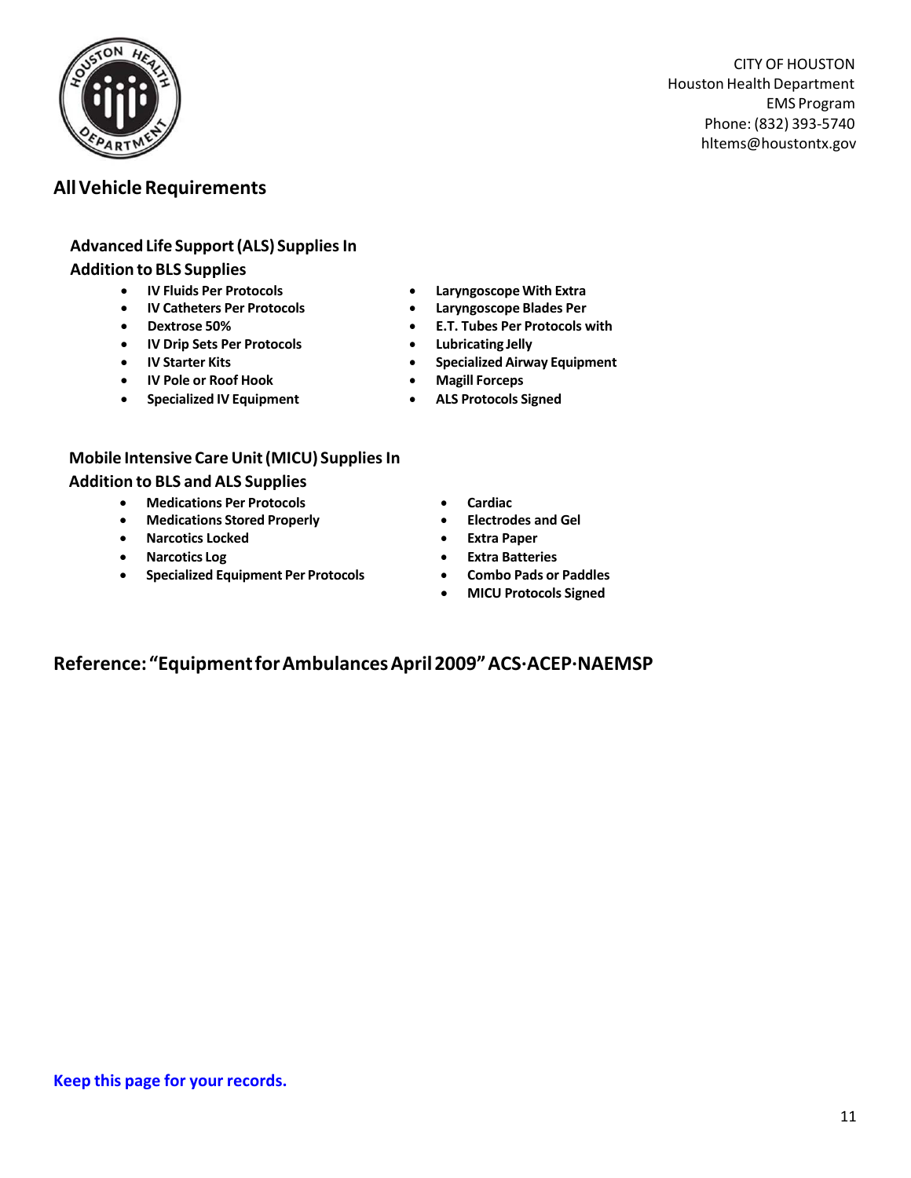CITY OF HOUSTON
Houston Health Department
EMS Program
Phone: (832) 393-5740
hltems@houstontx.gov

## All Vehicle Requirements

### Advanced Life Support (ALS) Supplies In Addition to BLS Supplies

- **IV Fluids Per Protocols**
- **IV Catheters Per Protocols**
- **Dextrose 50%**
- **IV Drip Sets Per Protocols**
- **IV Starter Kits**
- **IV Pole or Roof Hook**
- **Specialized IV Equipment**
- **Laryngoscope With Extra**
- **Laryngoscope Blades Per**
- **E.T. Tubes Per Protocols with**
- **Lubricating Jelly**
- **Specialized Airway Equipment**
- **Magill Forceps**
- **ALS Protocols Signed**

### Mobile Intensive Care Unit (MICU) Supplies In Addition to BLS and ALS Supplies

- **Medications Per Protocols**
- **Medications Stored Properly**
- **Narcotics Locked**
- **Narcotics Log**
- **Specialized Equipment Per Protocols**
- **Cardiac**
- **Electrodes and Gel**
- **Extra Paper**
- **Extra Batteries**
- **Combo Pads or Paddles**
- **MICU Protocols Signed**

## Reference: "Equipment for Ambulances April 2009" ACS·ACEP·NAEMSP

**Keep this page for your records.**